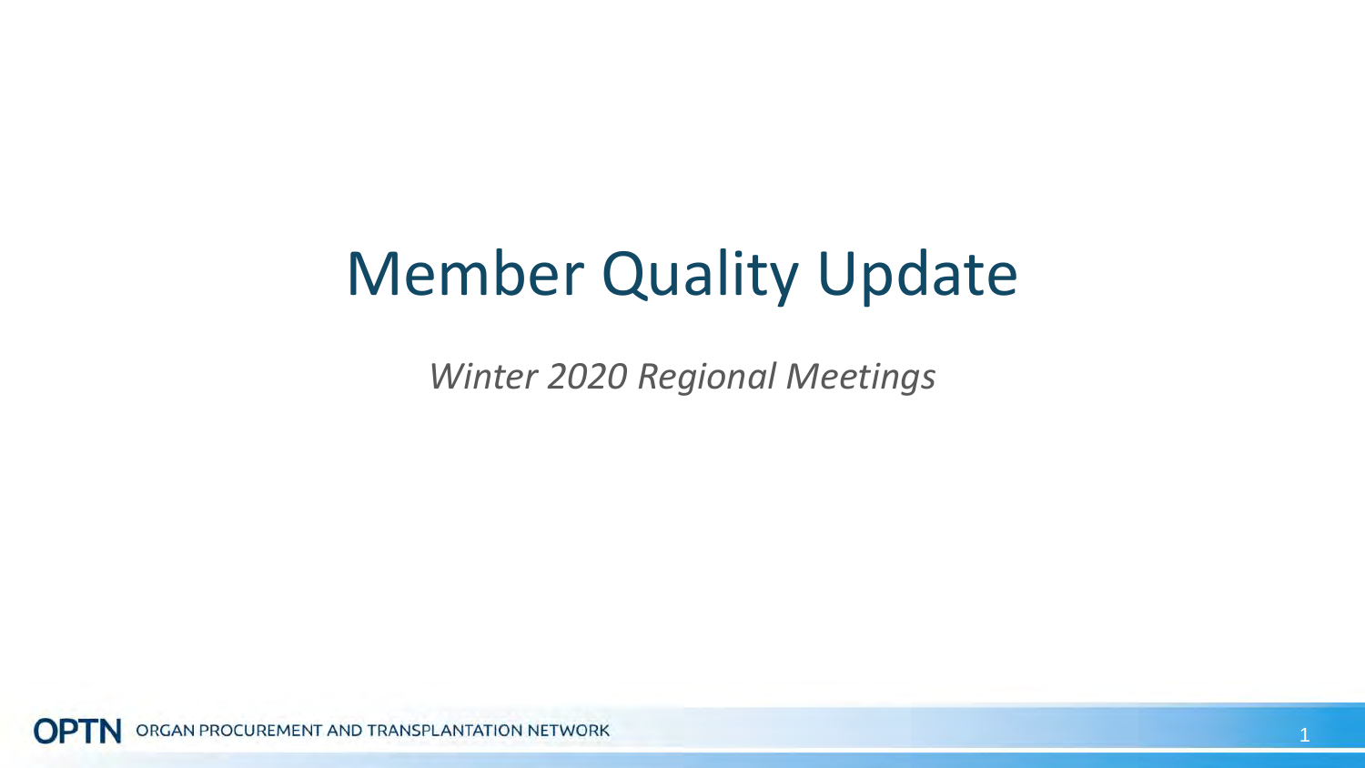# Member Quality Update

*Winter 2020 Regional Meetings*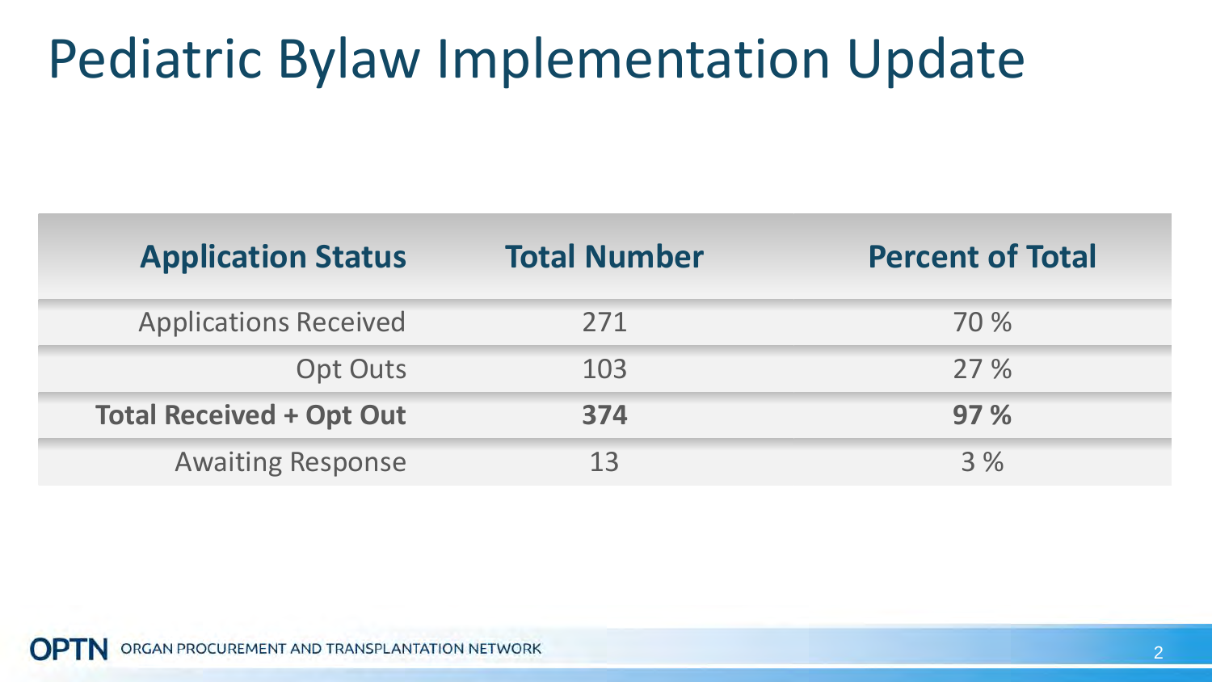# Pediatric Bylaw Implementation Update

| Application Status | Total Number | Percent of Total |
| --- | --- | --- |
| Applications Received | 271 | 70 % |
| Opt Outs | 103 | 27 % |
| **Total Received + Opt Out** | **374** | **97 %** |
| Awaiting Response | 13 | 3 % |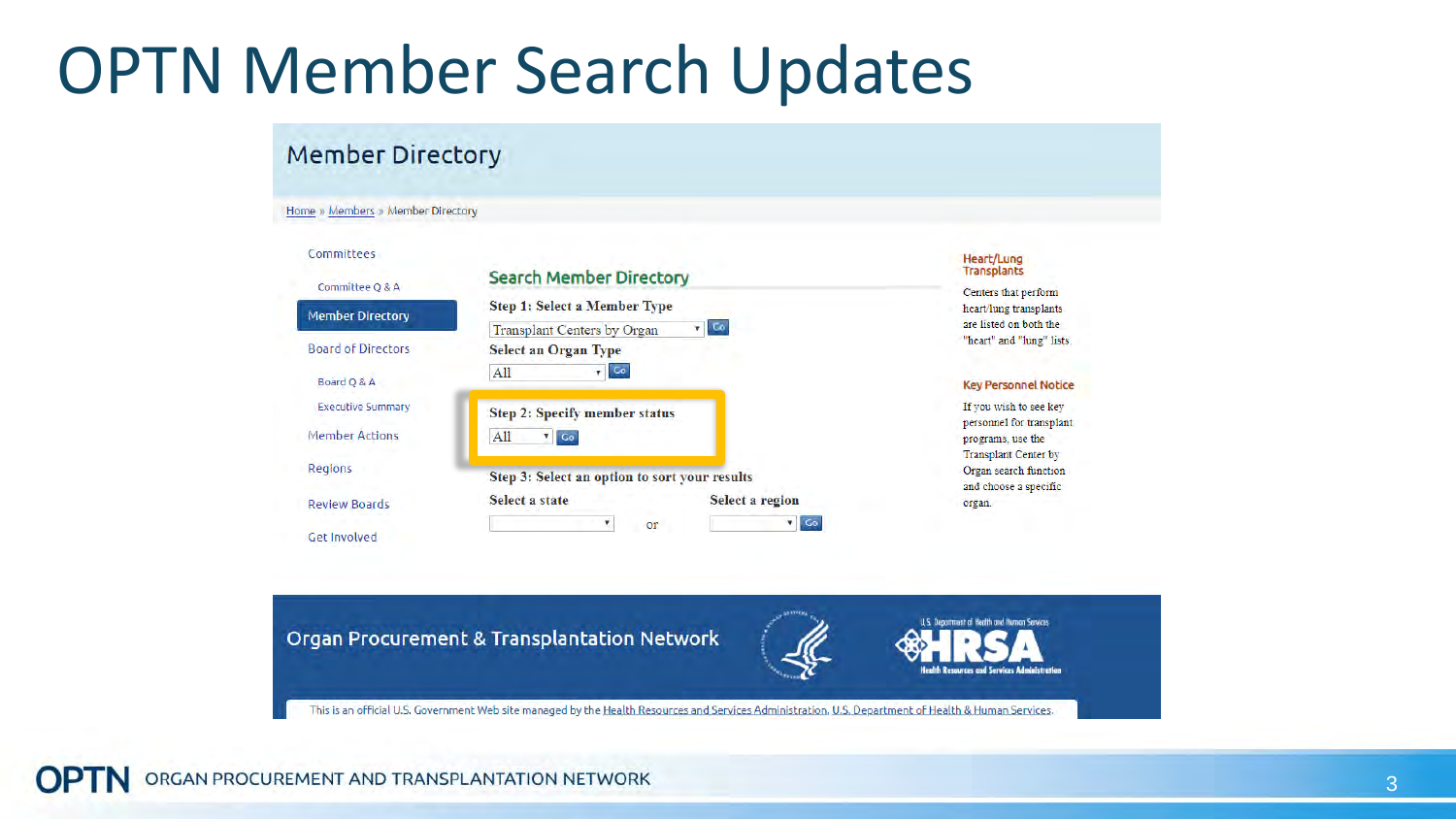# OPTN Member Search Updates

## Member Directory

Home » Members » Member Directory

- Committees
  - Committee Q & A
- Member Directory
- Board of Directors
  - Board Q & A
  - Executive Summary
- Member Actions
- Regions
- Review Boards
- Get Involved

### Search Member Directory

**Step 1: Select a Member Type**

Transplant Centers by Organ [Go]

**Select an Organ Type**

All [Go]

**Step 2: Specify member status**

All [Go]

**Step 3: Select an option to sort your results**

**Select a state** or **Select a region** [Go]

**Heart/Lung Transplants**

Centers that perform heart/lung transplants are listed on both the "heart" and "lung" lists.

**Key Personnel Notice**

If you wish to see key personnel for transplant programs, use the Transplant Center by Organ search function and choose a specific organ.

Organ Procurement & Transplantation Network

U.S. Department of Health and Human Services HRSA Health Resources and Services Administration

This is an official U.S. Government Web site managed by the Health Resources and Services Administration, U.S. Department of Health & Human Services.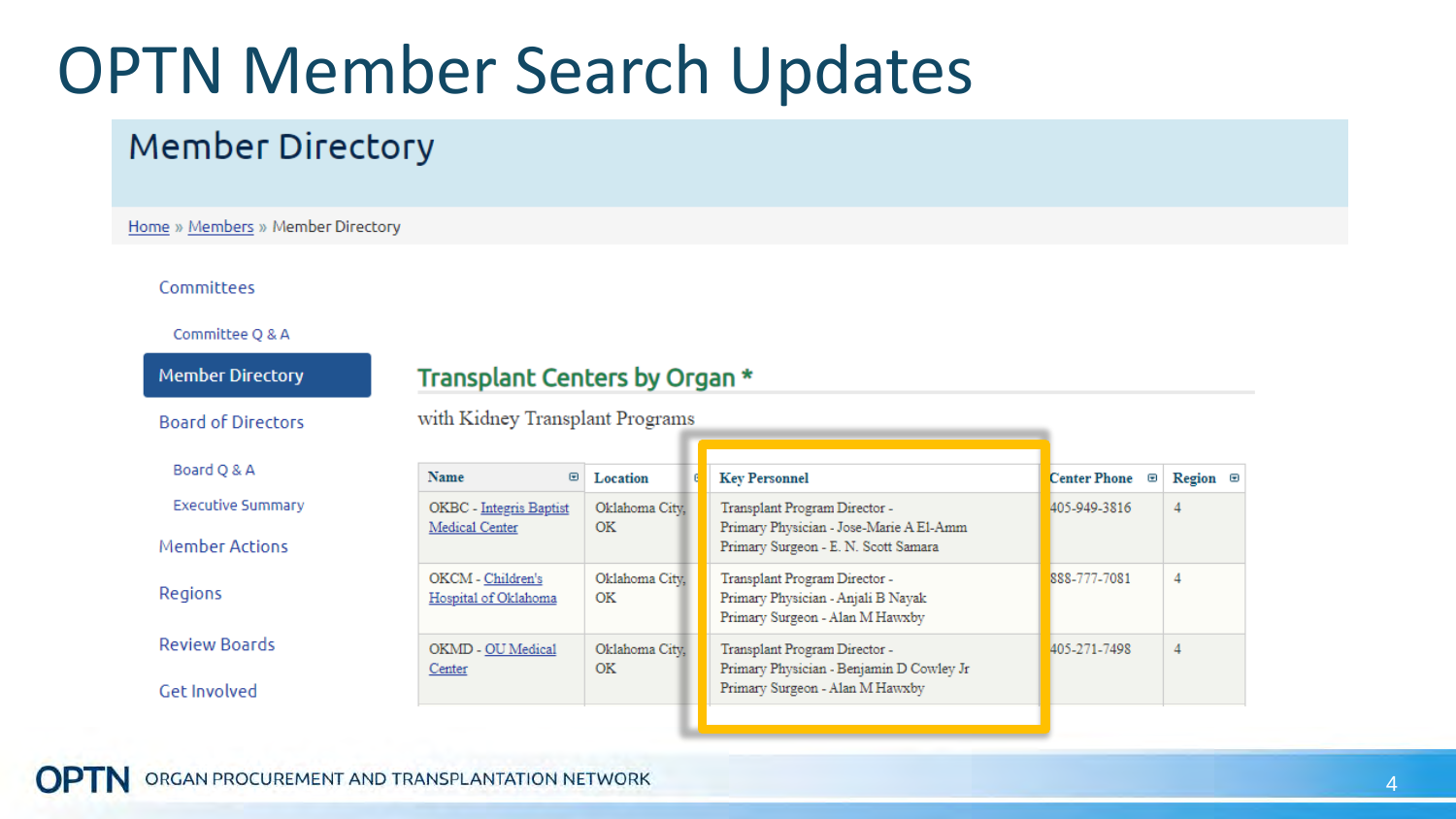# OPTN Member Search Updates

## Member Directory

Home » Members » Member Directory

- Committees
  - Committee Q & A
- Member Directory
- Board of Directors
  - Board Q & A
  - Executive Summary
- Member Actions
- Regions
- Review Boards
- Get Involved

### Transplant Centers by Organ *

with Kidney Transplant Programs

| Name | Location | Key Personnel | Center Phone | Region |
|---|---|---|---|---|
| OKBC - Integris Baptist Medical Center | Oklahoma City, OK | Transplant Program Director - Primary Physician - Jose-Marie A El-Amm Primary Surgeon - E. N. Scott Samara | 405-949-3816 | 4 |
| OKCM - Children's Hospital of Oklahoma | Oklahoma City, OK | Transplant Program Director - Primary Physician - Anjali B Nayak Primary Surgeon - Alan M Hawxby | 888-777-7081 | 4 |
| OKMD - OU Medical Center | Oklahoma City, OK | Transplant Program Director - Primary Physician - Benjamin D Cowley Jr Primary Surgeon - Alan M Hawxby | 405-271-7498 | 4 |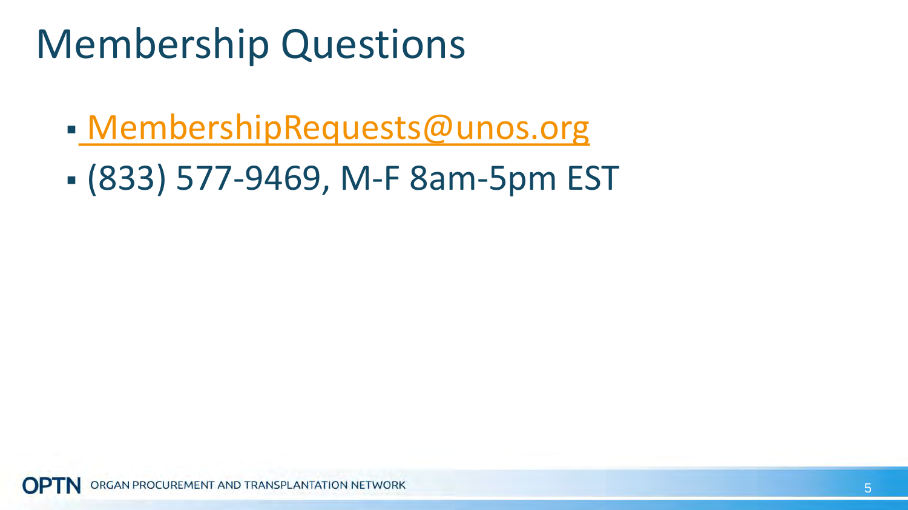# Membership Questions

- MembershipRequests@unos.org
- (833) 577-9469, M-F 8am-5pm EST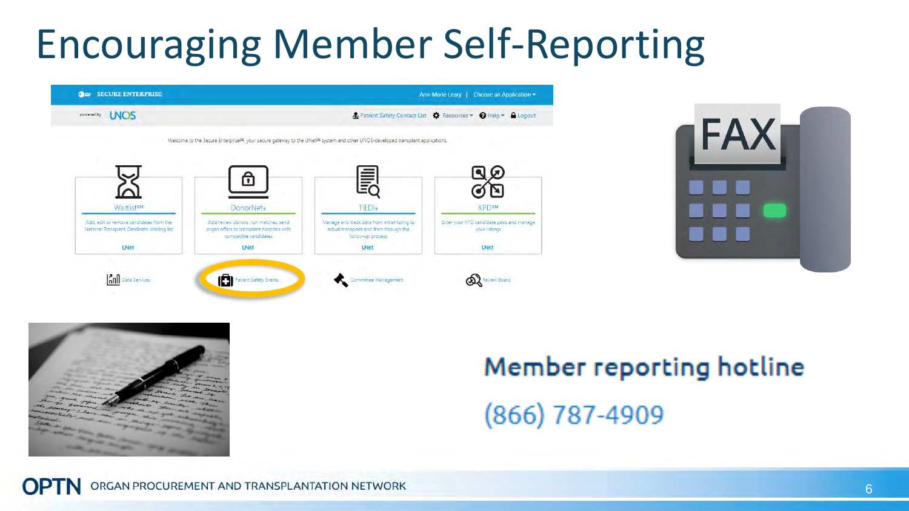# Encouraging Member Self-Reporting

Member reporting hotline

(866) 787-4909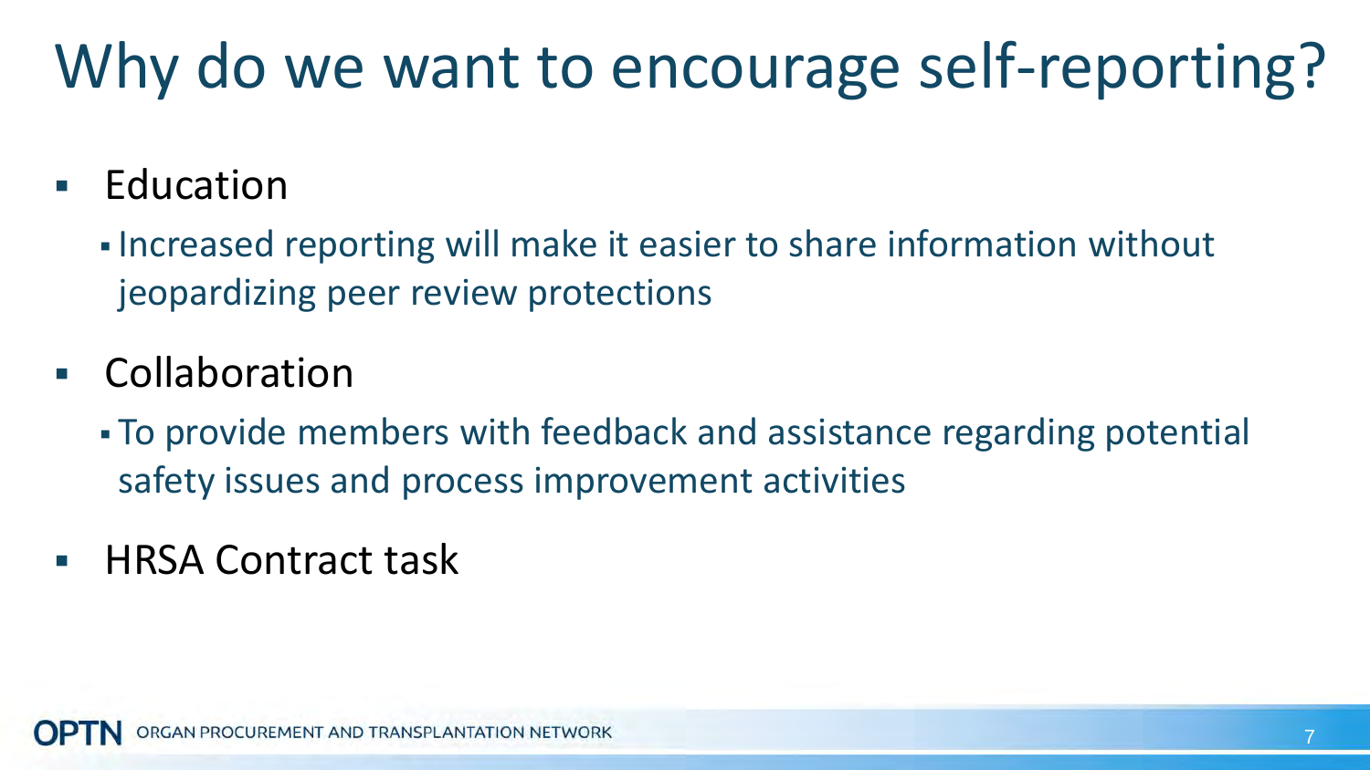# Why do we want to encourage self-reporting?

- Education
  - Increased reporting will make it easier to share information without jeopardizing peer review protections
- Collaboration
  - To provide members with feedback and assistance regarding potential safety issues and process improvement activities
- HRSA Contract task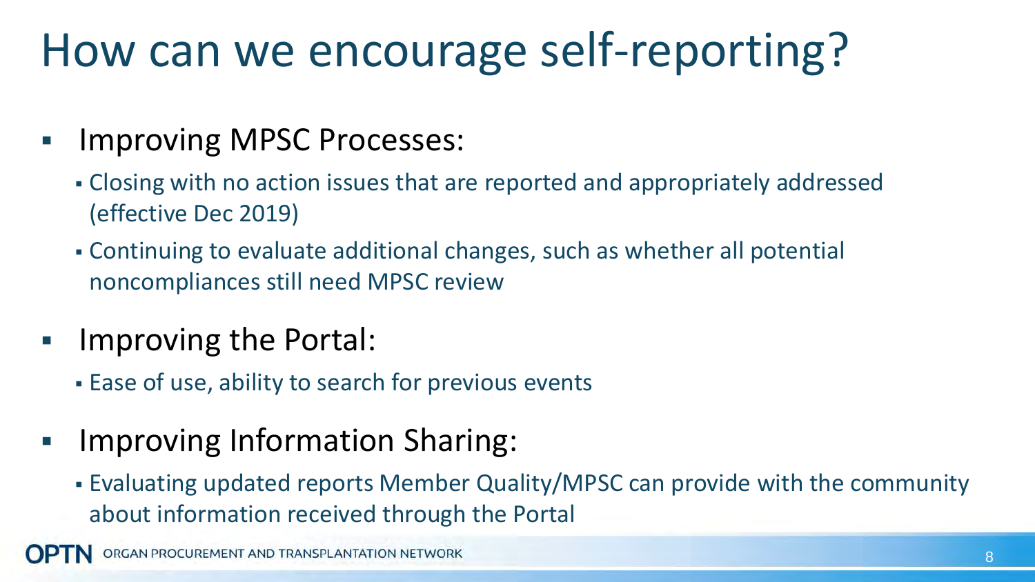# How can we encourage self-reporting?

- Improving MPSC Processes:
  - Closing with no action issues that are reported and appropriately addressed (effective Dec 2019)
  - Continuing to evaluate additional changes, such as whether all potential noncompliances still need MPSC review
- Improving the Portal:
  - Ease of use, ability to search for previous events
- Improving Information Sharing:
  - Evaluating updated reports Member Quality/MPSC can provide with the community about information received through the Portal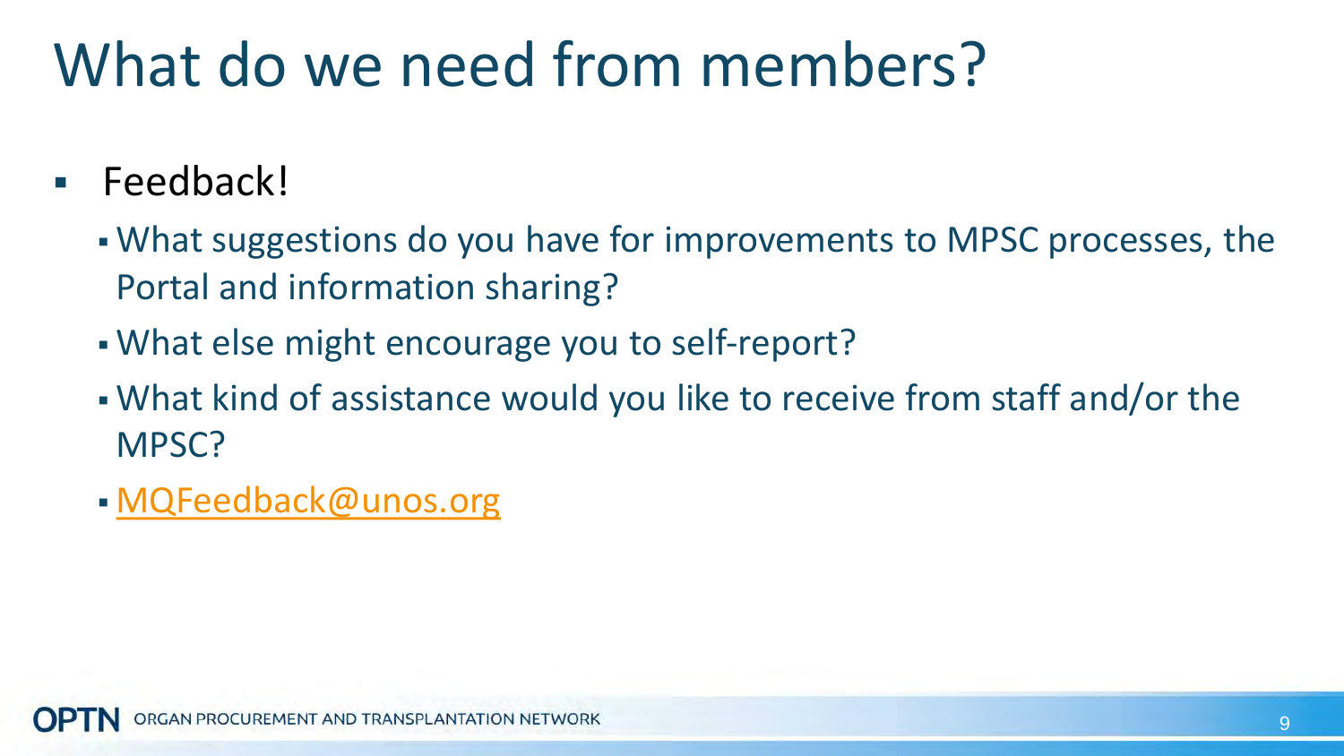# What do we need from members?

- Feedback!
  - What suggestions do you have for improvements to MPSC processes, the Portal and information sharing?
  - What else might encourage you to self-report?
  - What kind of assistance would you like to receive from staff and/or the MPSC?
  - MQFeedback@unos.org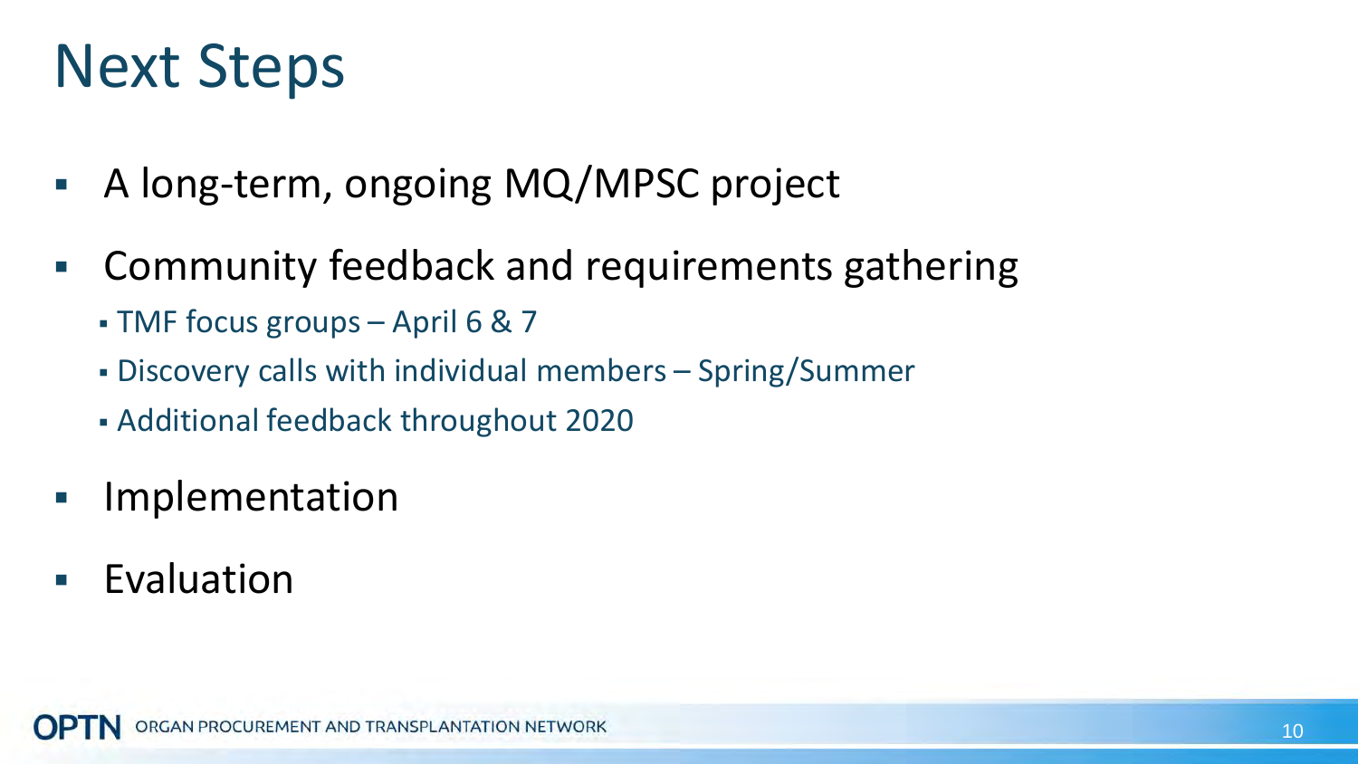# Next Steps

- A long-term, ongoing MQ/MPSC project
- Community feedback and requirements gathering
  - TMF focus groups – April 6 & 7
  - Discovery calls with individual members – Spring/Summer
  - Additional feedback throughout 2020
- Implementation
- Evaluation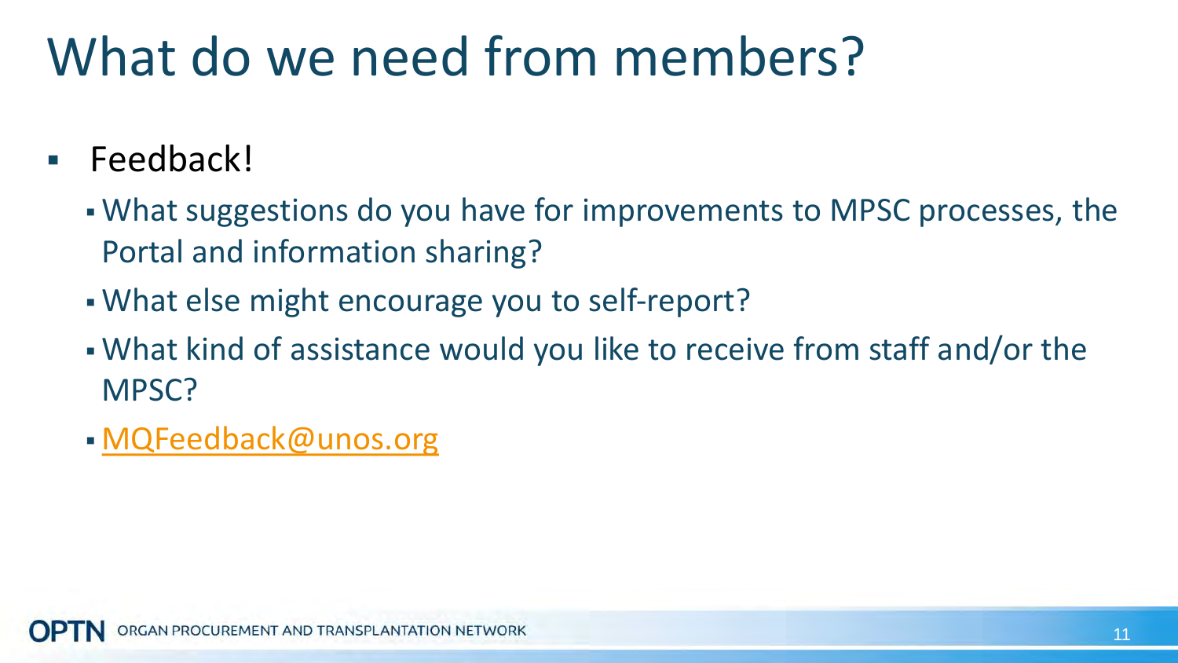# What do we need from members?

- Feedback!
  - What suggestions do you have for improvements to MPSC processes, the Portal and information sharing?
  - What else might encourage you to self-report?
  - What kind of assistance would you like to receive from staff and/or the MPSC?
  - MQFeedback@unos.org